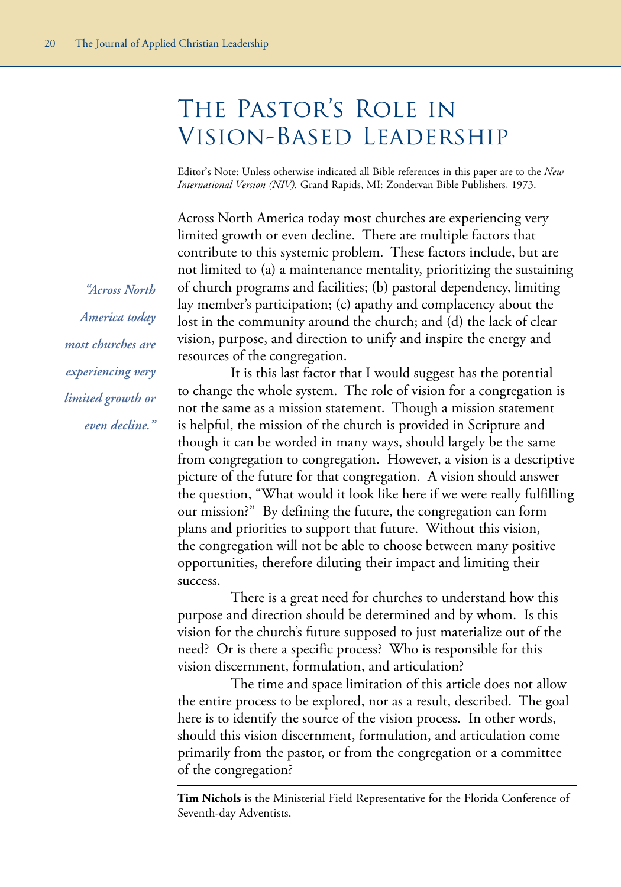# The Pastor's Role in Vision-Based Leadership

Editor's Note: Unless otherwise indicated all Bible references in this paper are to the *New International Version (NIV).* Grand Rapids, MI: Zondervan Bible Publishers, 1973.

Across North America today most churches are experiencing very limited growth or even decline. There are multiple factors that contribute to this systemic problem. These factors include, but are not limited to (a) a maintenance mentality, prioritizing the sustaining of church programs and facilities; (b) pastoral dependency, limiting lay member's participation; (c) apathy and complacency about the lost in the community around the church; and (d) the lack of clear vision, purpose, and direction to unify and inspire the energy and resources of the congregation.

*"Across North America today most churches are experiencing very limited growth or even decline."*

It is this last factor that I would suggest has the potential to change the whole system. The role of vision for a congregation is not the same as a mission statement. Though a mission statement is helpful, the mission of the church is provided in Scripture and though it can be worded in many ways, should largely be the same from congregation to congregation. However, a vision is a descriptive picture of the future for that congregation. A vision should answer the question, "What would it look like here if we were really fulfilling our mission?" By defining the future, the congregation can form plans and priorities to support that future. Without this vision, the congregation will not be able to choose between many positive opportunities, therefore diluting their impact and limiting their success.

There is a great need for churches to understand how this purpose and direction should be determined and by whom. Is this vision for the church's future supposed to just materialize out of the need? Or is there a specific process? Who is responsible for this vision discernment, formulation, and articulation?

The time and space limitation of this article does not allow the entire process to be explored, nor as a result, described. The goal here is to identify the source of the vision process. In other words, should this vision discernment, formulation, and articulation come primarily from the pastor, or from the congregation or a committee of the congregation?

---

**Tim Nichols** is the Ministerial Field Representative for the Florida Conference of Seventh-day Adventists.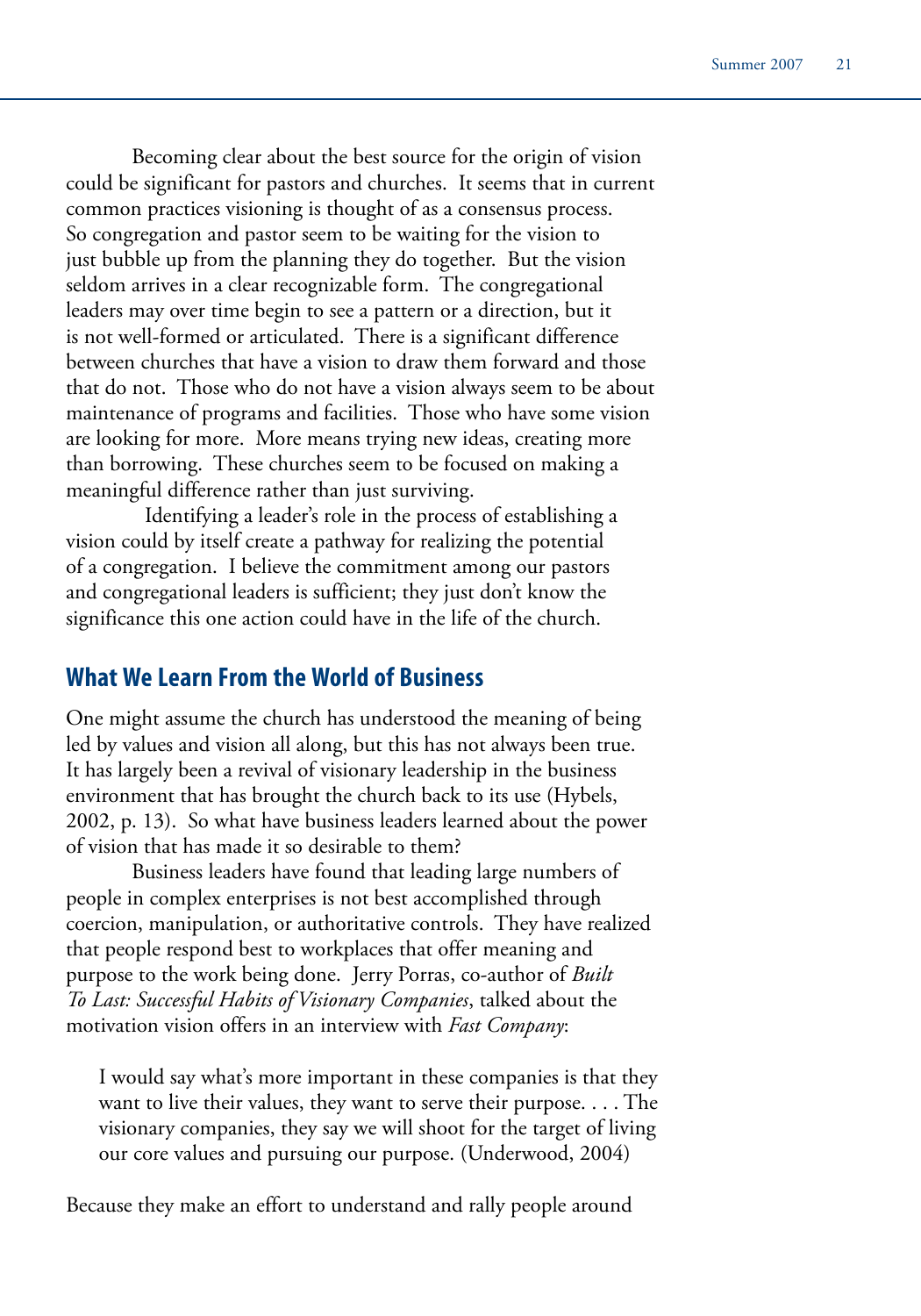Becoming clear about the best source for the origin of vision could be significant for pastors and churches. It seems that in current common practices visioning is thought of as a consensus process. So congregation and pastor seem to be waiting for the vision to just bubble up from the planning they do together. But the vision seldom arrives in a clear recognizable form. The congregational leaders may over time begin to see a pattern or a direction, but it is not well-formed or articulated. There is a significant difference between churches that have a vision to draw them forward and those that do not. Those who do not have a vision always seem to be about maintenance of programs and facilities. Those who have some vision are looking for more. More means trying new ideas, creating more than borrowing. These churches seem to be focused on making a meaningful difference rather than just surviving.

Identifying a leader's role in the process of establishing a vision could by itself create a pathway for realizing the potential of a congregation. I believe the commitment among our pastors and congregational leaders is sufficient; they just don't know the significance this one action could have in the life of the church.

## What We Learn From the World of Business

One might assume the church has understood the meaning of being led by values and vision all along, but this has not always been true. It has largely been a revival of visionary leadership in the business environment that has brought the church back to its use (Hybels, 2002, p. 13). So what have business leaders learned about the power of vision that has made it so desirable to them?

Business leaders have found that leading large numbers of people in complex enterprises is not best accomplished through coercion, manipulation, or authoritative controls. They have realized that people respond best to workplaces that offer meaning and purpose to the work being done. Jerry Porras, co-author of *Built To Last: Successful Habits of Visionary Companies*, talked about the motivation vision offers in an interview with *Fast Company*:

> I would say what's more important in these companies is that they want to live their values, they want to serve their purpose. . . . The visionary companies, they say we will shoot for the target of living our core values and pursuing our purpose. (Underwood, 2004)

Because they make an effort to understand and rally people around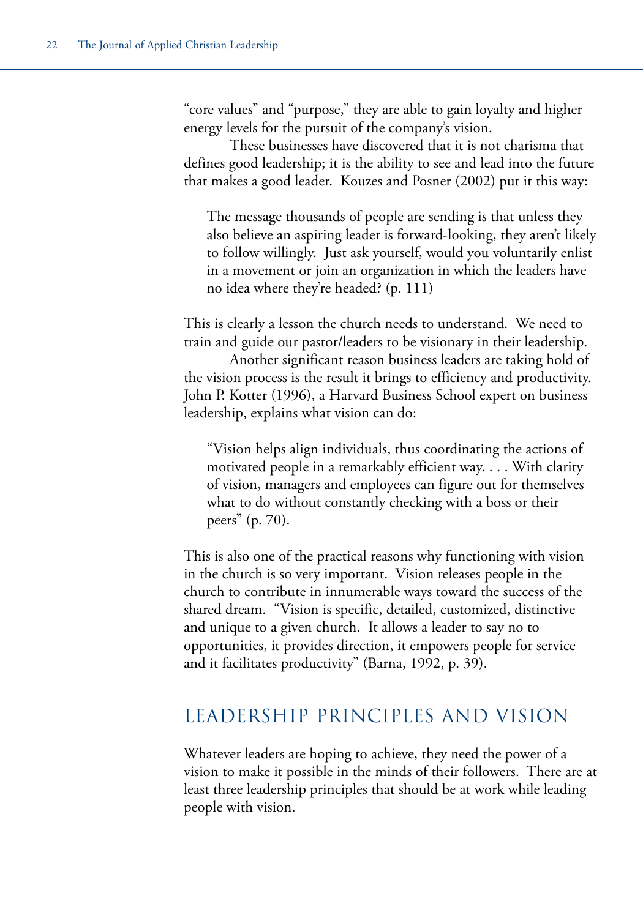"core values" and "purpose," they are able to gain loyalty and higher energy levels for the pursuit of the company's vision.

These businesses have discovered that it is not charisma that defines good leadership; it is the ability to see and lead into the future that makes a good leader. Kouzes and Posner (2002) put it this way:

> The message thousands of people are sending is that unless they also believe an aspiring leader is forward-looking, they aren't likely to follow willingly. Just ask yourself, would you voluntarily enlist in a movement or join an organization in which the leaders have no idea where they're headed? (p. 111)

This is clearly a lesson the church needs to understand. We need to train and guide our pastor/leaders to be visionary in their leadership.

Another significant reason business leaders are taking hold of the vision process is the result it brings to efficiency and productivity. John P. Kotter (1996), a Harvard Business School expert on business leadership, explains what vision can do:

> "Vision helps align individuals, thus coordinating the actions of motivated people in a remarkably efficient way. . . . With clarity of vision, managers and employees can figure out for themselves what to do without constantly checking with a boss or their peers" (p. 70).

This is also one of the practical reasons why functioning with vision in the church is so very important. Vision releases people in the church to contribute in innumerable ways toward the success of the shared dream. "Vision is specific, detailed, customized, distinctive and unique to a given church. It allows a leader to say no to opportunities, it provides direction, it empowers people for service and it facilitates productivity" (Barna, 1992, p. 39).

## LEADERSHIP PRINCIPLES AND VISION

Whatever leaders are hoping to achieve, they need the power of a vision to make it possible in the minds of their followers. There are at least three leadership principles that should be at work while leading people with vision.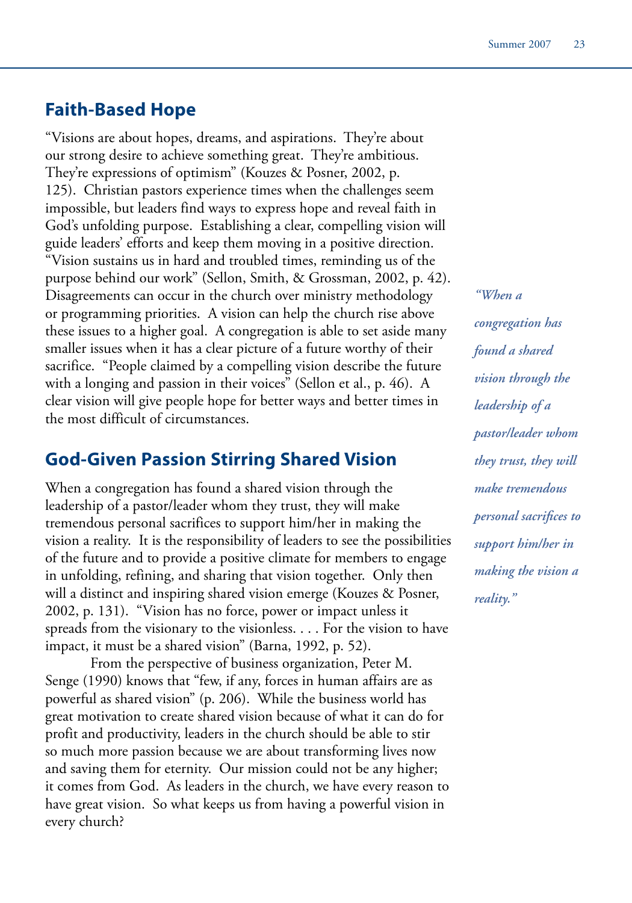## Faith-Based Hope

"Visions are about hopes, dreams, and aspirations. They're about our strong desire to achieve something great. They're ambitious. They're expressions of optimism" (Kouzes & Posner, 2002, p. 125). Christian pastors experience times when the challenges seem impossible, but leaders find ways to express hope and reveal faith in God's unfolding purpose. Establishing a clear, compelling vision will guide leaders' efforts and keep them moving in a positive direction. "Vision sustains us in hard and troubled times, reminding us of the purpose behind our work" (Sellon, Smith, & Grossman, 2002, p. 42). Disagreements can occur in the church over ministry methodology or programming priorities. A vision can help the church rise above these issues to a higher goal. A congregation is able to set aside many smaller issues when it has a clear picture of a future worthy of their sacrifice. "People claimed by a compelling vision describe the future with a longing and passion in their voices" (Sellon et al., p. 46). A clear vision will give people hope for better ways and better times in the most difficult of circumstances.

## God-Given Passion Stirring Shared Vision

When a congregation has found a shared vision through the leadership of a pastor/leader whom they trust, they will make tremendous personal sacrifices to support him/her in making the vision a reality. It is the responsibility of leaders to see the possibilities of the future and to provide a positive climate for members to engage in unfolding, refining, and sharing that vision together. Only then will a distinct and inspiring shared vision emerge (Kouzes & Posner, 2002, p. 131). "Vision has no force, power or impact unless it spreads from the visionary to the visionless. . . . For the vision to have impact, it must be a shared vision" (Barna, 1992, p. 52).

From the perspective of business organization, Peter M. Senge (1990) knows that "few, if any, forces in human affairs are as powerful as shared vision" (p. 206). While the business world has great motivation to create shared vision because of what it can do for profit and productivity, leaders in the church should be able to stir so much more passion because we are about transforming lives now and saving them for eternity. Our mission could not be any higher; it comes from God. As leaders in the church, we have every reason to have great vision. So what keeps us from having a powerful vision in every church?

*"When a congregation has found a shared vision through the leadership of a pastor/leader whom they trust, they will make tremendous personal sacrifices to support him/her in making the vision a reality."*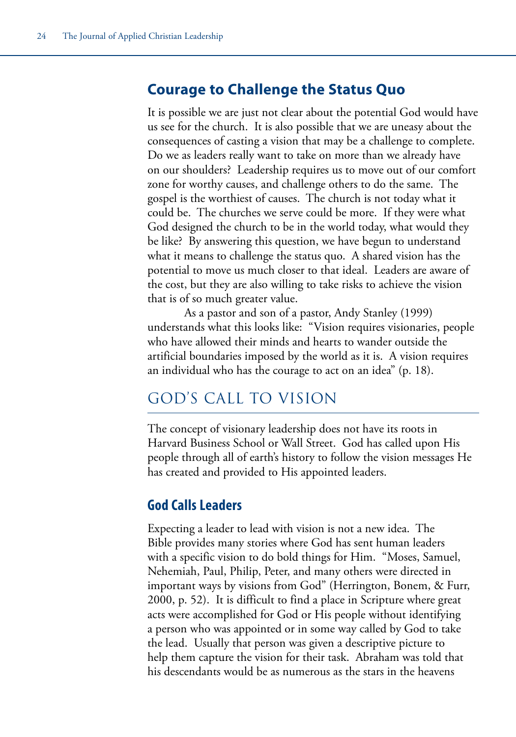## Courage to Challenge the Status Quo

It is possible we are just not clear about the potential God would have us see for the church. It is also possible that we are uneasy about the consequences of casting a vision that may be a challenge to complete. Do we as leaders really want to take on more than we already have on our shoulders? Leadership requires us to move out of our comfort zone for worthy causes, and challenge others to do the same. The gospel is the worthiest of causes. The church is not today what it could be. The churches we serve could be more. If they were what God designed the church to be in the world today, what would they be like? By answering this question, we have begun to understand what it means to challenge the status quo. A shared vision has the potential to move us much closer to that ideal. Leaders are aware of the cost, but they are also willing to take risks to achieve the vision that is of so much greater value.

As a pastor and son of a pastor, Andy Stanley (1999) understands what this looks like: "Vision requires visionaries, people who have allowed their minds and hearts to wander outside the artificial boundaries imposed by the world as it is. A vision requires an individual who has the courage to act on an idea" (p. 18).

# GOD'S CALL TO VISION

The concept of visionary leadership does not have its roots in Harvard Business School or Wall Street. God has called upon His people through all of earth's history to follow the vision messages He has created and provided to His appointed leaders.

## God Calls Leaders

Expecting a leader to lead with vision is not a new idea. The Bible provides many stories where God has sent human leaders with a specific vision to do bold things for Him. "Moses, Samuel, Nehemiah, Paul, Philip, Peter, and many others were directed in important ways by visions from God" (Herrington, Bonem, & Furr, 2000, p. 52). It is difficult to find a place in Scripture where great acts were accomplished for God or His people without identifying a person who was appointed or in some way called by God to take the lead. Usually that person was given a descriptive picture to help them capture the vision for their task. Abraham was told that his descendants would be as numerous as the stars in the heavens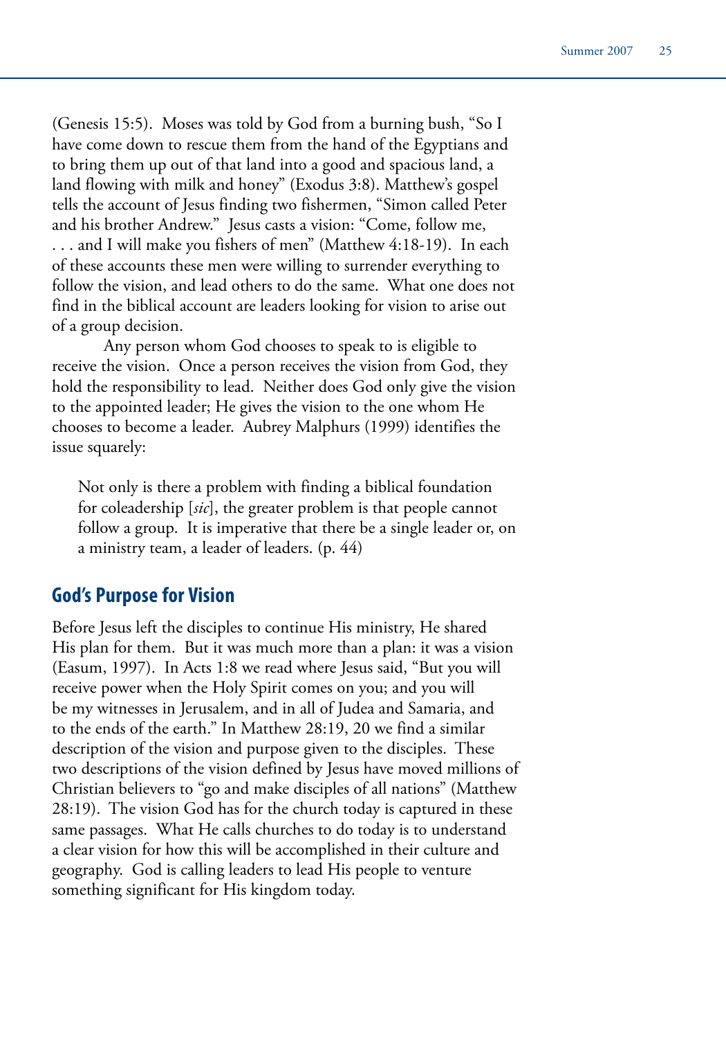(Genesis 15:5). Moses was told by God from a burning bush, "So I have come down to rescue them from the hand of the Egyptians and to bring them up out of that land into a good and spacious land, a land flowing with milk and honey" (Exodus 3:8). Matthew's gospel tells the account of Jesus finding two fishermen, "Simon called Peter and his brother Andrew." Jesus casts a vision: "Come, follow me, . . . and I will make you fishers of men" (Matthew 4:18-19). In each of these accounts these men were willing to surrender everything to follow the vision, and lead others to do the same. What one does not find in the biblical account are leaders looking for vision to arise out of a group decision.

Any person whom God chooses to speak to is eligible to receive the vision. Once a person receives the vision from God, they hold the responsibility to lead. Neither does God only give the vision to the appointed leader; He gives the vision to the one whom He chooses to become a leader. Aubrey Malphurs (1999) identifies the issue squarely:

> Not only is there a problem with finding a biblical foundation for coleadership [*sic*], the greater problem is that people cannot follow a group. It is imperative that there be a single leader or, on a ministry team, a leader of leaders. (p. 44)

## God's Purpose for Vision

Before Jesus left the disciples to continue His ministry, He shared His plan for them. But it was much more than a plan: it was a vision (Easum, 1997). In Acts 1:8 we read where Jesus said, "But you will receive power when the Holy Spirit comes on you; and you will be my witnesses in Jerusalem, and in all of Judea and Samaria, and to the ends of the earth." In Matthew 28:19, 20 we find a similar description of the vision and purpose given to the disciples. These two descriptions of the vision defined by Jesus have moved millions of Christian believers to "go and make disciples of all nations" (Matthew 28:19). The vision God has for the church today is captured in these same passages. What He calls churches to do today is to understand a clear vision for how this will be accomplished in their culture and geography. God is calling leaders to lead His people to venture something significant for His kingdom today.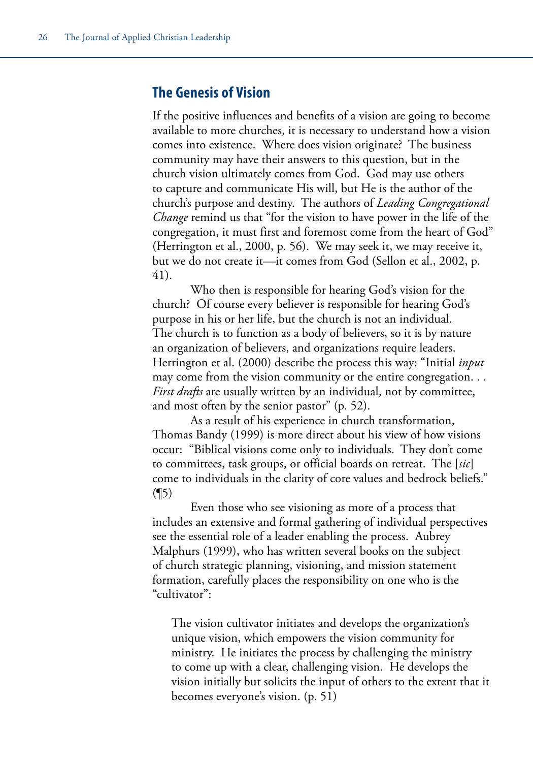## The Genesis of Vision

If the positive influences and benefits of a vision are going to become available to more churches, it is necessary to understand how a vision comes into existence. Where does vision originate? The business community may have their answers to this question, but in the church vision ultimately comes from God. God may use others to capture and communicate His will, but He is the author of the church's purpose and destiny. The authors of *Leading Congregational Change* remind us that "for the vision to have power in the life of the congregation, it must first and foremost come from the heart of God" (Herrington et al., 2000, p. 56). We may seek it, we may receive it, but we do not create it—it comes from God (Sellon et al., 2002, p. 41).

Who then is responsible for hearing God's vision for the church? Of course every believer is responsible for hearing God's purpose in his or her life, but the church is not an individual. The church is to function as a body of believers, so it is by nature an organization of believers, and organizations require leaders. Herrington et al. (2000) describe the process this way: "Initial *input* may come from the vision community or the entire congregation. . . *First drafts* are usually written by an individual, not by committee, and most often by the senior pastor" (p. 52).

As a result of his experience in church transformation, Thomas Bandy (1999) is more direct about his view of how visions occur: "Biblical visions come only to individuals. They don't come to committees, task groups, or official boards on retreat. The [*sic*] come to individuals in the clarity of core values and bedrock beliefs." (¶5)

Even those who see visioning as more of a process that includes an extensive and formal gathering of individual perspectives see the essential role of a leader enabling the process. Aubrey Malphurs (1999), who has written several books on the subject of church strategic planning, visioning, and mission statement formation, carefully places the responsibility on one who is the "cultivator":

> The vision cultivator initiates and develops the organization's unique vision, which empowers the vision community for ministry. He initiates the process by challenging the ministry to come up with a clear, challenging vision. He develops the vision initially but solicits the input of others to the extent that it becomes everyone's vision. (p. 51)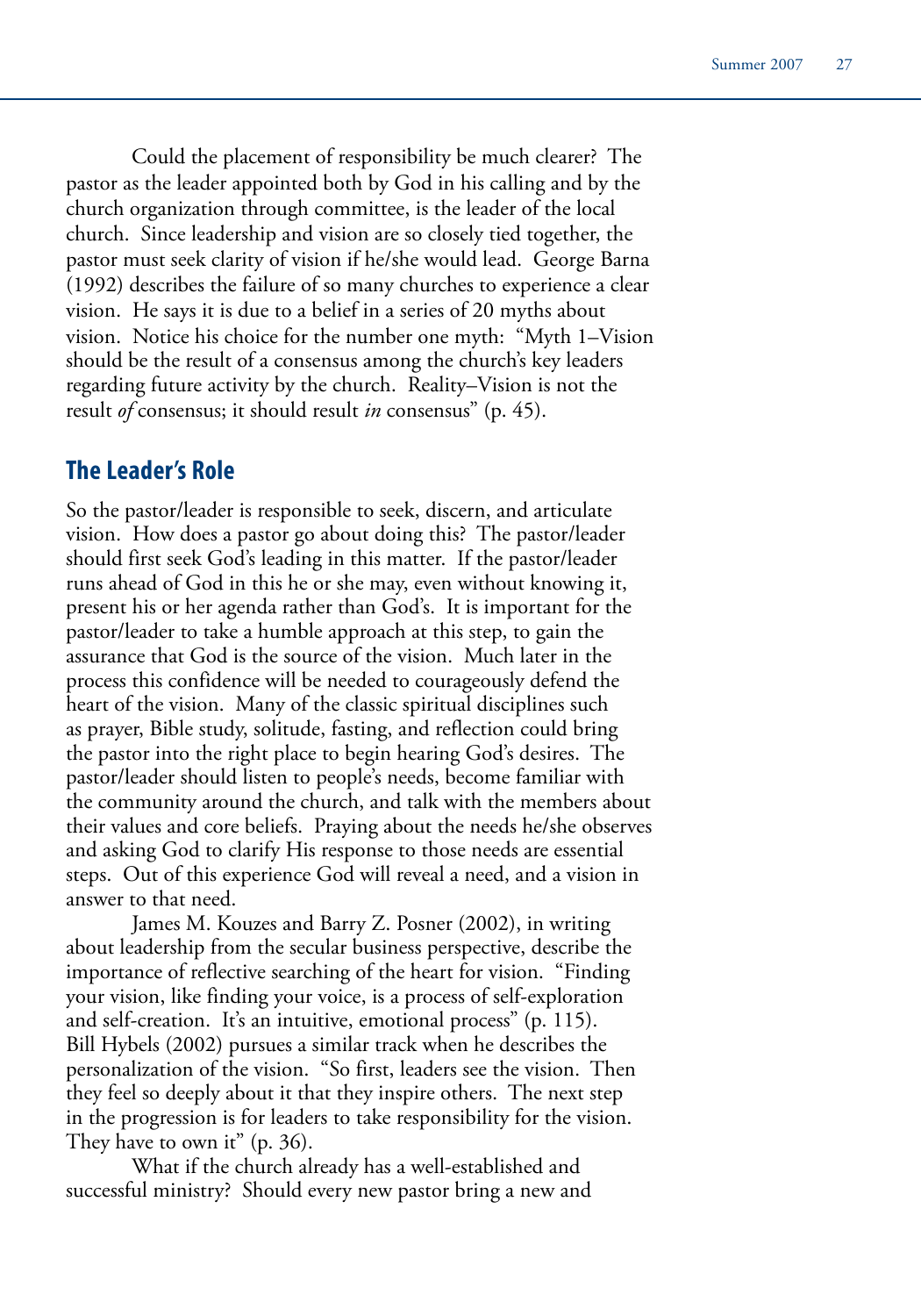Could the placement of responsibility be much clearer? The pastor as the leader appointed both by God in his calling and by the church organization through committee, is the leader of the local church. Since leadership and vision are so closely tied together, the pastor must seek clarity of vision if he/she would lead. George Barna (1992) describes the failure of so many churches to experience a clear vision. He says it is due to a belief in a series of 20 myths about vision. Notice his choice for the number one myth: "Myth 1–Vision should be the result of a consensus among the church's key leaders regarding future activity by the church. Reality–Vision is not the result *of* consensus; it should result *in* consensus" (p. 45).

## The Leader's Role

So the pastor/leader is responsible to seek, discern, and articulate vision. How does a pastor go about doing this? The pastor/leader should first seek God's leading in this matter. If the pastor/leader runs ahead of God in this he or she may, even without knowing it, present his or her agenda rather than God's. It is important for the pastor/leader to take a humble approach at this step, to gain the assurance that God is the source of the vision. Much later in the process this confidence will be needed to courageously defend the heart of the vision. Many of the classic spiritual disciplines such as prayer, Bible study, solitude, fasting, and reflection could bring the pastor into the right place to begin hearing God's desires. The pastor/leader should listen to people's needs, become familiar with the community around the church, and talk with the members about their values and core beliefs. Praying about the needs he/she observes and asking God to clarify His response to those needs are essential steps. Out of this experience God will reveal a need, and a vision in answer to that need.

James M. Kouzes and Barry Z. Posner (2002), in writing about leadership from the secular business perspective, describe the importance of reflective searching of the heart for vision. "Finding your vision, like finding your voice, is a process of self-exploration and self-creation. It's an intuitive, emotional process" (p. 115). Bill Hybels (2002) pursues a similar track when he describes the personalization of the vision. "So first, leaders see the vision. Then they feel so deeply about it that they inspire others. The next step in the progression is for leaders to take responsibility for the vision. They have to own it" (p. 36).

What if the church already has a well-established and successful ministry? Should every new pastor bring a new and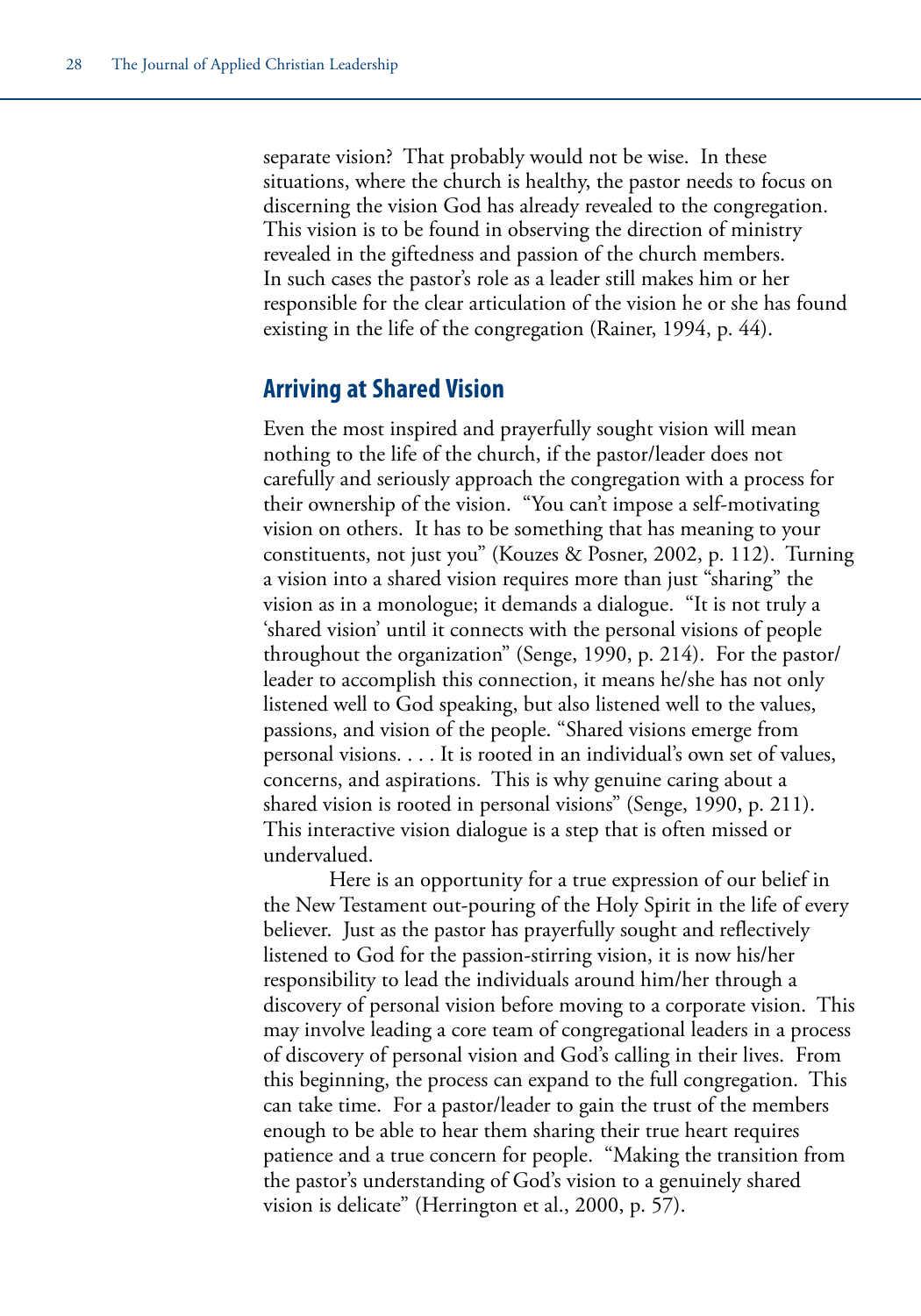separate vision? That probably would not be wise. In these situations, where the church is healthy, the pastor needs to focus on discerning the vision God has already revealed to the congregation. This vision is to be found in observing the direction of ministry revealed in the giftedness and passion of the church members. In such cases the pastor's role as a leader still makes him or her responsible for the clear articulation of the vision he or she has found existing in the life of the congregation (Rainer, 1994, p. 44).

## Arriving at Shared Vision

Even the most inspired and prayerfully sought vision will mean nothing to the life of the church, if the pastor/leader does not carefully and seriously approach the congregation with a process for their ownership of the vision. "You can't impose a self-motivating vision on others. It has to be something that has meaning to your constituents, not just you" (Kouzes & Posner, 2002, p. 112). Turning a vision into a shared vision requires more than just "sharing" the vision as in a monologue; it demands a dialogue. "It is not truly a 'shared vision' until it connects with the personal visions of people throughout the organization" (Senge, 1990, p. 214). For the pastor/leader to accomplish this connection, it means he/she has not only listened well to God speaking, but also listened well to the values, passions, and vision of the people. "Shared visions emerge from personal visions. . . . It is rooted in an individual's own set of values, concerns, and aspirations. This is why genuine caring about a shared vision is rooted in personal visions" (Senge, 1990, p. 211). This interactive vision dialogue is a step that is often missed or undervalued.

Here is an opportunity for a true expression of our belief in the New Testament out-pouring of the Holy Spirit in the life of every believer. Just as the pastor has prayerfully sought and reflectively listened to God for the passion-stirring vision, it is now his/her responsibility to lead the individuals around him/her through a discovery of personal vision before moving to a corporate vision. This may involve leading a core team of congregational leaders in a process of discovery of personal vision and God's calling in their lives. From this beginning, the process can expand to the full congregation. This can take time. For a pastor/leader to gain the trust of the members enough to be able to hear them sharing their true heart requires patience and a true concern for people. "Making the transition from the pastor's understanding of God's vision to a genuinely shared vision is delicate" (Herrington et al., 2000, p. 57).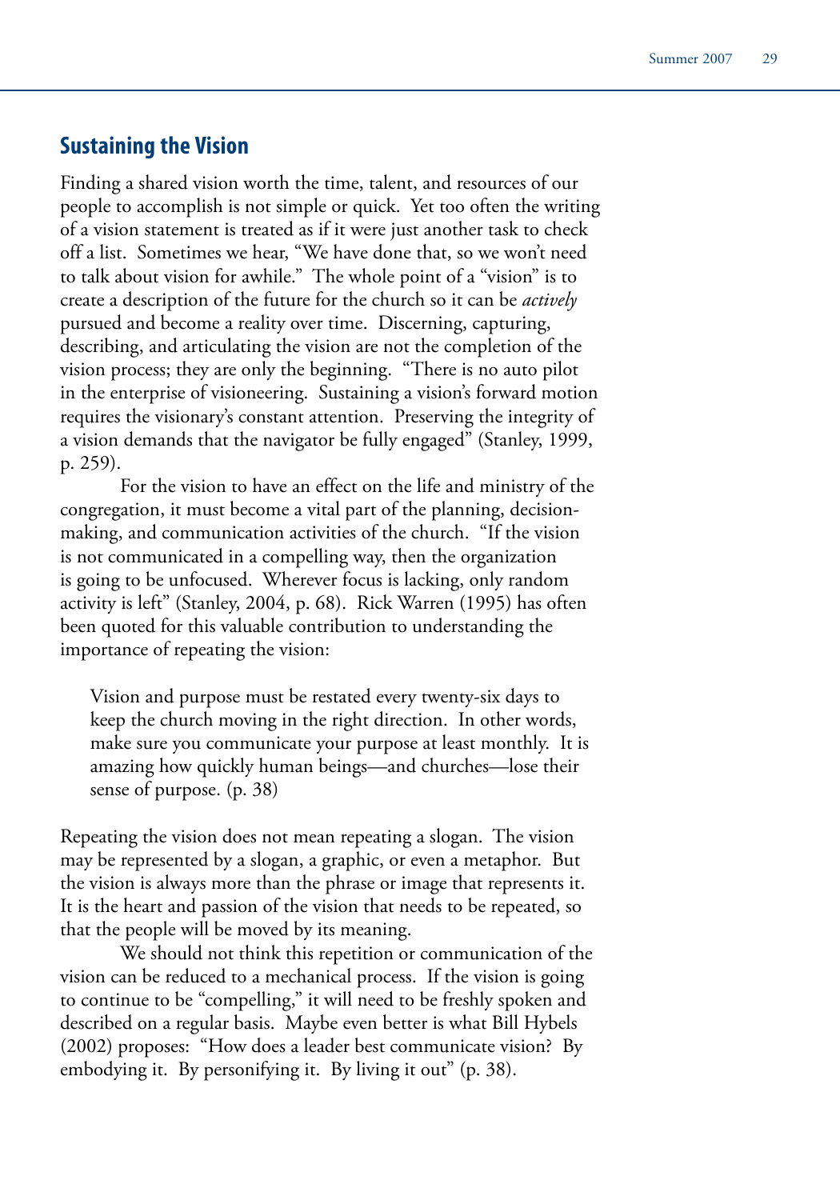## Sustaining the Vision

Finding a shared vision worth the time, talent, and resources of our people to accomplish is not simple or quick. Yet too often the writing of a vision statement is treated as if it were just another task to check off a list. Sometimes we hear, "We have done that, so we won't need to talk about vision for awhile." The whole point of a "vision" is to create a description of the future for the church so it can be *actively* pursued and become a reality over time. Discerning, capturing, describing, and articulating the vision are not the completion of the vision process; they are only the beginning. "There is no auto pilot in the enterprise of visioneering. Sustaining a vision's forward motion requires the visionary's constant attention. Preserving the integrity of a vision demands that the navigator be fully engaged" (Stanley, 1999, p. 259).

For the vision to have an effect on the life and ministry of the congregation, it must become a vital part of the planning, decision-making, and communication activities of the church. "If the vision is not communicated in a compelling way, then the organization is going to be unfocused. Wherever focus is lacking, only random activity is left" (Stanley, 2004, p. 68). Rick Warren (1995) has often been quoted for this valuable contribution to understanding the importance of repeating the vision:

> Vision and purpose must be restated every twenty-six days to keep the church moving in the right direction. In other words, make sure you communicate your purpose at least monthly. It is amazing how quickly human beings—and churches—lose their sense of purpose. (p. 38)

Repeating the vision does not mean repeating a slogan. The vision may be represented by a slogan, a graphic, or even a metaphor. But the vision is always more than the phrase or image that represents it. It is the heart and passion of the vision that needs to be repeated, so that the people will be moved by its meaning.

We should not think this repetition or communication of the vision can be reduced to a mechanical process. If the vision is going to continue to be "compelling," it will need to be freshly spoken and described on a regular basis. Maybe even better is what Bill Hybels (2002) proposes: "How does a leader best communicate vision? By embodying it. By personifying it. By living it out" (p. 38).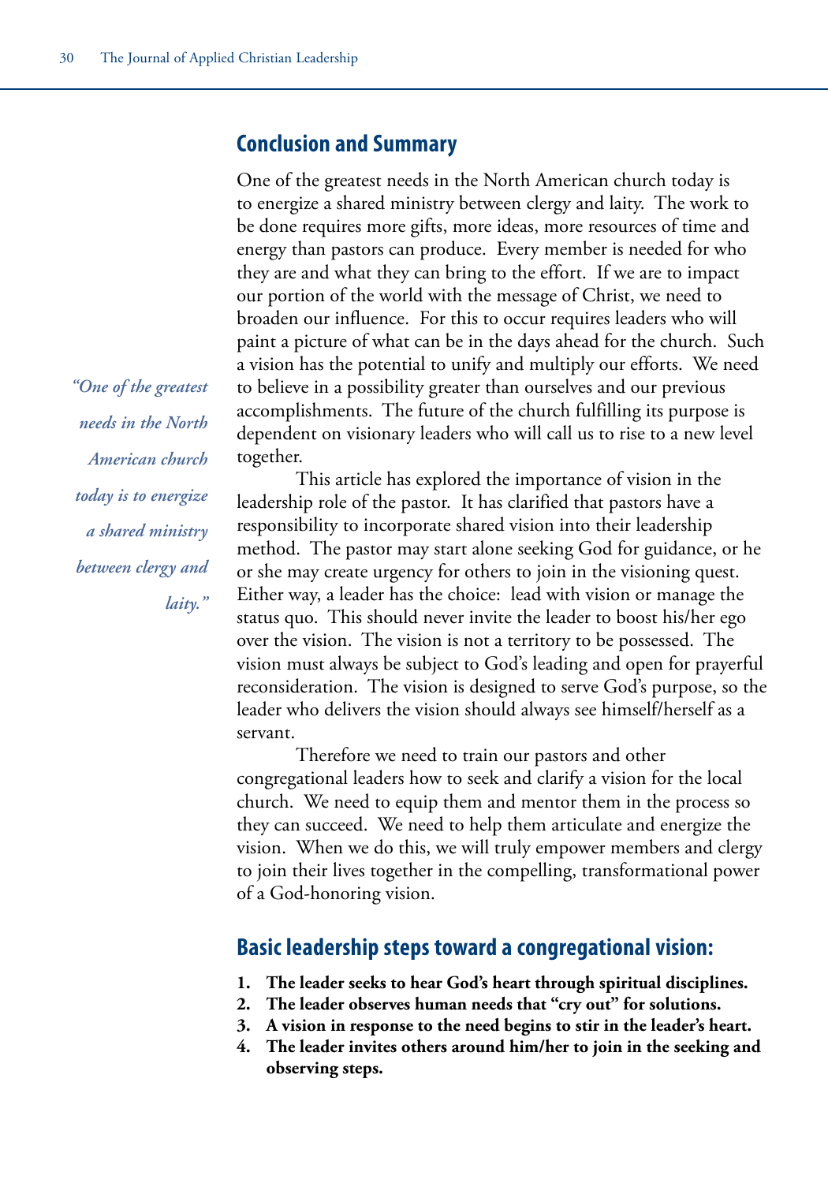## Conclusion and Summary

One of the greatest needs in the North American church today is to energize a shared ministry between clergy and laity. The work to be done requires more gifts, more ideas, more resources of time and energy than pastors can produce. Every member is needed for who they are and what they can bring to the effort. If we are to impact our portion of the world with the message of Christ, we need to broaden our influence. For this to occur requires leaders who will paint a picture of what can be in the days ahead for the church. Such a vision has the potential to unify and multiply our efforts. We need to believe in a possibility greater than ourselves and our previous accomplishments. The future of the church fulfilling its purpose is dependent on visionary leaders who will call us to rise to a new level together.

*"One of the greatest needs in the North American church today is to energize a shared ministry between clergy and laity."*

This article has explored the importance of vision in the leadership role of the pastor. It has clarified that pastors have a responsibility to incorporate shared vision into their leadership method. The pastor may start alone seeking God for guidance, or he or she may create urgency for others to join in the visioning quest. Either way, a leader has the choice: lead with vision or manage the status quo. This should never invite the leader to boost his/her ego over the vision. The vision is not a territory to be possessed. The vision must always be subject to God's leading and open for prayerful reconsideration. The vision is designed to serve God's purpose, so the leader who delivers the vision should always see himself/herself as a servant.

Therefore we need to train our pastors and other congregational leaders how to seek and clarify a vision for the local church. We need to equip them and mentor them in the process so they can succeed. We need to help them articulate and energize the vision. When we do this, we will truly empower members and clergy to join their lives together in the compelling, transformational power of a God-honoring vision.

## Basic leadership steps toward a congregational vision:

1. **The leader seeks to hear God's heart through spiritual disciplines.**
2. **The leader observes human needs that "cry out" for solutions.**
3. **A vision in response to the need begins to stir in the leader's heart.**
4. **The leader invites others around him/her to join in the seeking and observing steps.**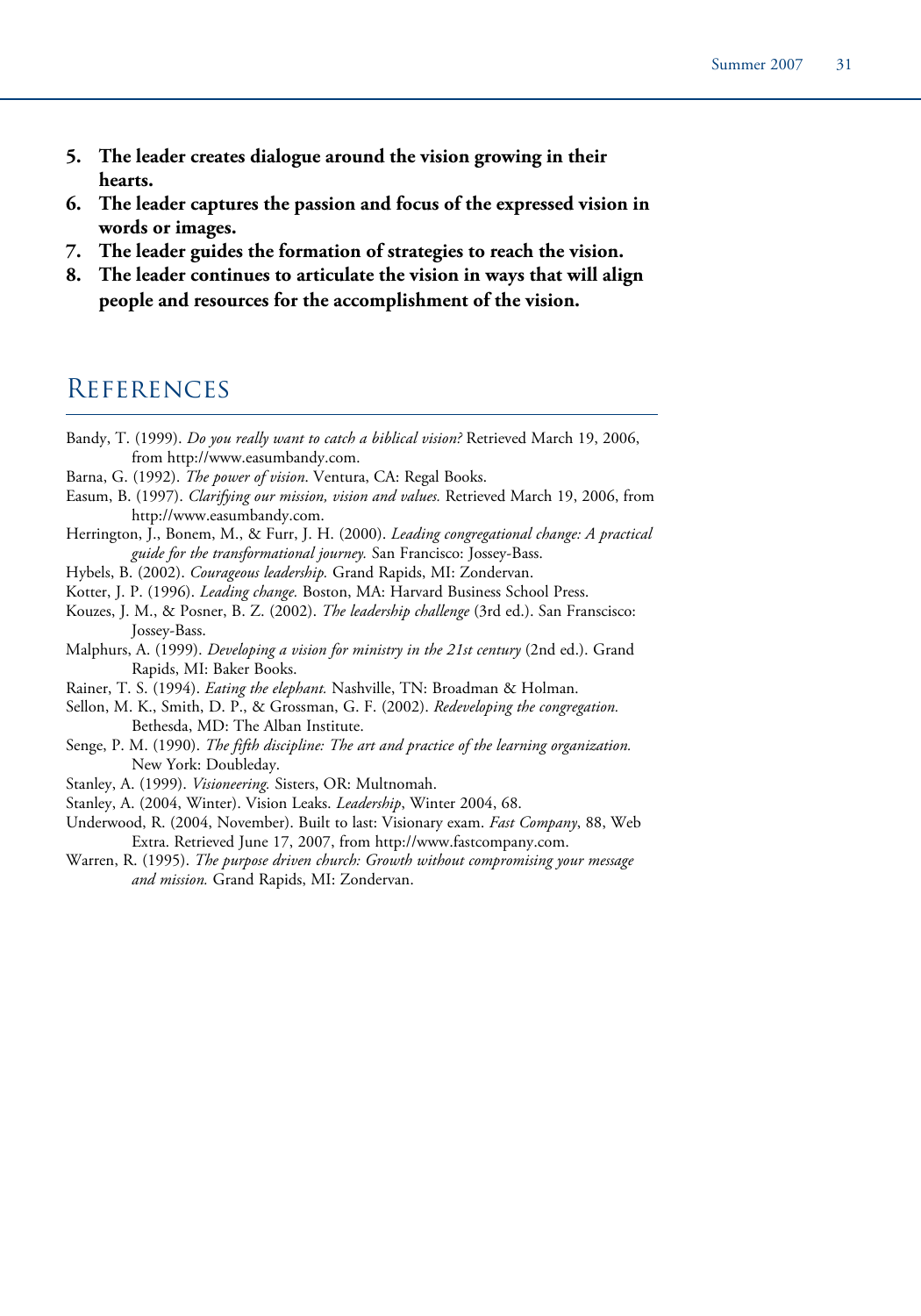5. **The leader creates dialogue around the vision growing in their hearts.**
6. **The leader captures the passion and focus of the expressed vision in words or images.**
7. **The leader guides the formation of strategies to reach the vision.**
8. **The leader continues to articulate the vision in ways that will align people and resources for the accomplishment of the vision.**

## References

Bandy, T. (1999). *Do you really want to catch a biblical vision?* Retrieved March 19, 2006, from http://www.easumbandy.com.

Barna, G. (1992). *The power of vision*. Ventura, CA: Regal Books.

Easum, B. (1997). *Clarifying our mission, vision and values.* Retrieved March 19, 2006, from http://www.easumbandy.com.

Herrington, J., Bonem, M., & Furr, J. H. (2000). *Leading congregational change: A practical guide for the transformational journey.* San Francisco: Jossey-Bass.

Hybels, B. (2002). *Courageous leadership.* Grand Rapids, MI: Zondervan.

Kotter, J. P. (1996). *Leading change.* Boston, MA: Harvard Business School Press.

Kouzes, J. M., & Posner, B. Z. (2002). *The leadership challenge* (3rd ed.). San Franscisco: Jossey-Bass.

Malphurs, A. (1999). *Developing a vision for ministry in the 21st century* (2nd ed.). Grand Rapids, MI: Baker Books.

Rainer, T. S. (1994). *Eating the elephant.* Nashville, TN: Broadman & Holman.

Sellon, M. K., Smith, D. P., & Grossman, G. F. (2002). *Redeveloping the congregation.* Bethesda, MD: The Alban Institute.

Senge, P. M. (1990). *The fifth discipline: The art and practice of the learning organization.* New York: Doubleday.

Stanley, A. (1999). *Visioneering.* Sisters, OR: Multnomah.

Stanley, A. (2004, Winter). Vision Leaks. *Leadership*, Winter 2004, 68.

Underwood, R. (2004, November). Built to last: Visionary exam. *Fast Company*, 88, Web Extra. Retrieved June 17, 2007, from http://www.fastcompany.com.

Warren, R. (1995). *The purpose driven church: Growth without compromising your message and mission.* Grand Rapids, MI: Zondervan.